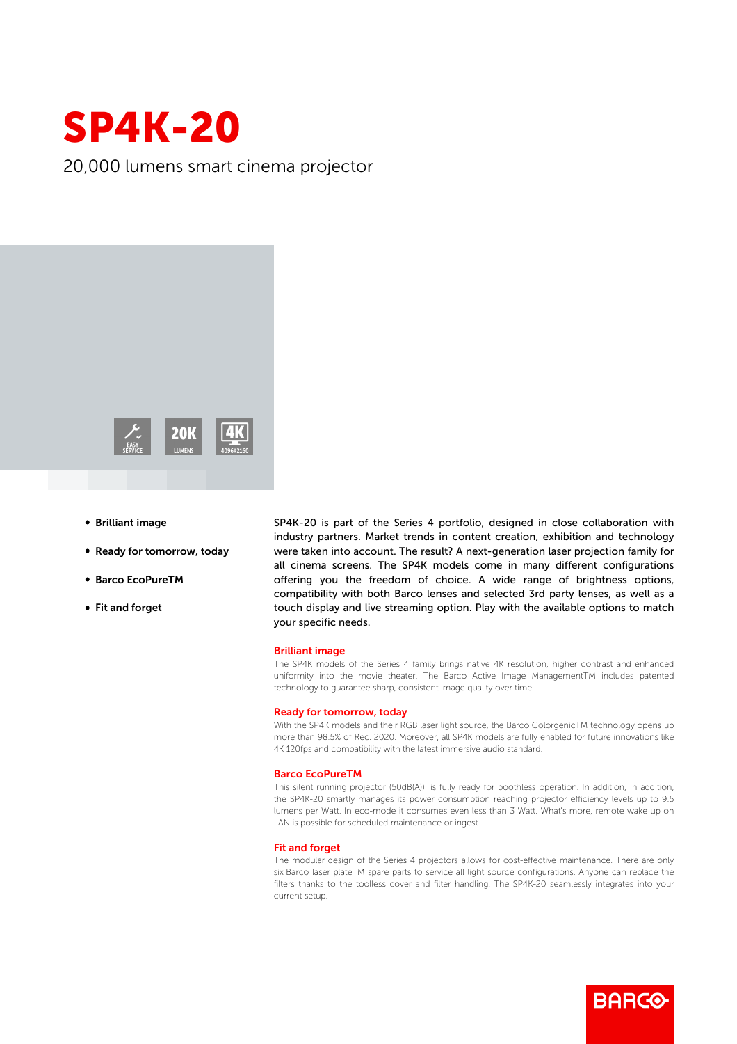# SP4K-20

20,000 lumens smart cinema projector

EASY SERVICE

20K LUMENS

4K 4096X2160

- **Brilliant image**
- **Ready for tomorrow, today**
- **Barco EcoPureTM**
- **Fit and forget**

SP4K-20 is part of the Series 4 portfolio, designed in close collaboration with industry partners. Market trends in content creation, exhibition and technology were taken into account. The result? A next-generation laser projection family for all cinema screens. The SP4K models come in many different configurations offering you the freedom of choice. A wide range of brightness options, compatibility with both Barco lenses and selected 3rd party lenses, as well as a touch display and live streaming option. Play with the available options to match your specific needs.

## Brilliant image

The SP4K models of the Series 4 family brings native 4K resolution, higher contrast and enhanced uniformity into the movie theater. The Barco Active Image ManagementTM includes patented technology to guarantee sharp, consistent image quality over time.

## Ready for tomorrow, today

With the SP4K models and their RGB laser light source, the Barco ColorgenicTM technology opens up more than 98.5% of Rec. 2020. Moreover, all SP4K models are fully enabled for future innovations like 4K 120fps and compatibility with the latest immersive audio standard.

## Barco EcoPureTM

This silent running projector (50dB(A)) is fully ready for boothless operation. In addition, In addition, the SP4K-20 smartly manages its power consumption reaching projector efficiency levels up to 9.5 lumens per Watt. In eco-mode it consumes even less than 3 Watt. What's more, remote wake up on LAN is possible for scheduled maintenance or ingest.

## Fit and forget

The modular design of the Series 4 projectors allows for cost-effective maintenance. There are only six Barco laser plateTM spare parts to service all light source configurations. Anyone can replace the filters thanks to the toolless cover and filter handling. The SP4K-20 seamlessly integrates into your current setup.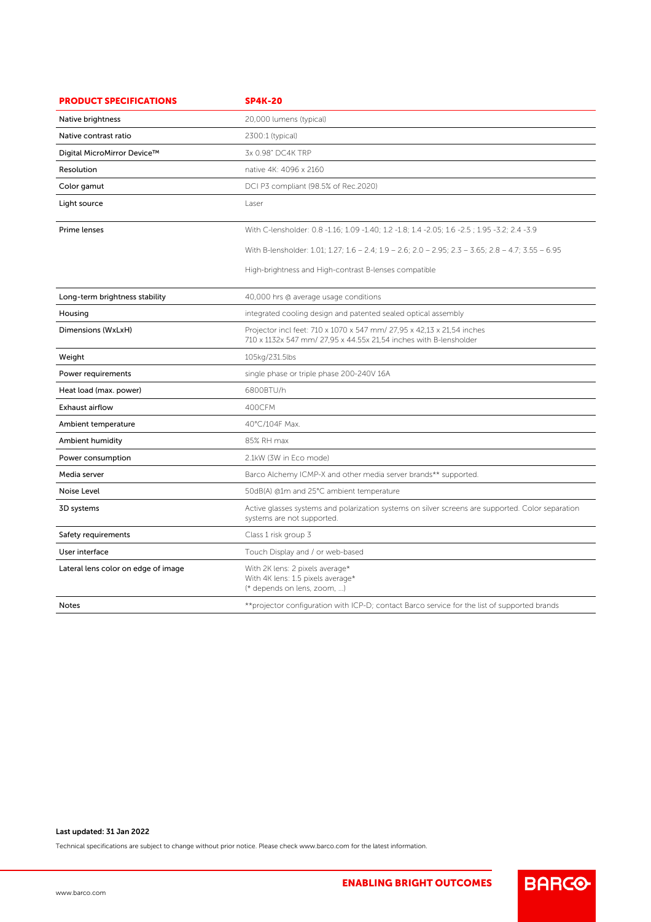| PRODUCT SPECIFICATIONS | SP4K-20 |
| --- | --- |
| Native brightness | 20,000 lumens (typical) |
| Native contrast ratio | 2300:1 (typical) |
| Digital MicroMirror Device™ | 3x 0.98" DC4K TRP |
| Resolution | native 4K: 4096 x 2160 |
| Color gamut | DCI P3 compliant (98.5% of Rec.2020) |
| Light source | Laser |
| Prime lenses | With C-lensholder: 0.8 -1.16; 1.09 -1.40; 1.2 -1.8; 1.4 -2.05; 1.6 -2.5 ; 1.95 -3.2; 2.4 -3.9<br><br>With B-lensholder: 1.01; 1.27; 1.6 – 2.4; 1.9 – 2.6; 2.0 – 2.95; 2.3 – 3.65; 2.8 – 4.7; 3.55 – 6.95<br><br>High-brightness and High-contrast B-lenses compatible |
| Long-term brightness stability | 40,000 hrs @ average usage conditions |
| Housing | integrated cooling design and patented sealed optical assembly |
| Dimensions (WxLxH) | Projector incl feet: 710 x 1070 x 547 mm/ 27,95 x 42,13 x 21,54 inches<br>710 x 1132x 547 mm/ 27,95 x 44.55x 21,54 inches with B-lensholder |
| Weight | 105kg/231.5lbs |
| Power requirements | single phase or triple phase 200-240V 16A |
| Heat load (max. power) | 6800BTU/h |
| Exhaust airflow | 400CFM |
| Ambient temperature | 40°C/104F Max. |
| Ambient humidity | 85% RH max |
| Power consumption | 2.1kW (3W in Eco mode) |
| Media server | Barco Alchemy ICMP-X and other media server brands** supported. |
| Noise Level | 50dB(A) @1m and 25°C ambient temperature |
| 3D systems | Active glasses systems and polarization systems on silver screens are supported. Color separation systems are not supported. |
| Safety requirements | Class 1 risk group 3 |
| User interface | Touch Display and / or web-based |
| Lateral lens color on edge of image | With 2K lens: 2 pixels average*<br>With 4K lens: 1.5 pixels average*<br>(* depends on lens, zoom, ...) |
| Notes | **projector configuration with ICP-D; contact Barco service for the list of supported brands |

**Last updated: 31 Jan 2022**

Technical specifications are subject to change without prior notice. Please check www.barco.com for the latest information.